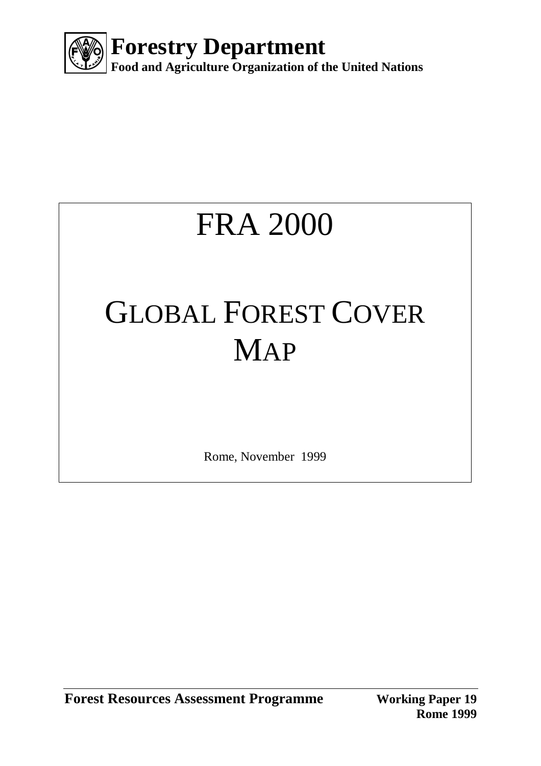**Forestry Department**

**Food and Agriculture Organization of the United Nations**

# FRA 2000

# GLOBAL FOREST COVER MAP

Rome, November 1999

**Forest Resources Assessment Programme**

**Working Paper 19**
**Rome 1999**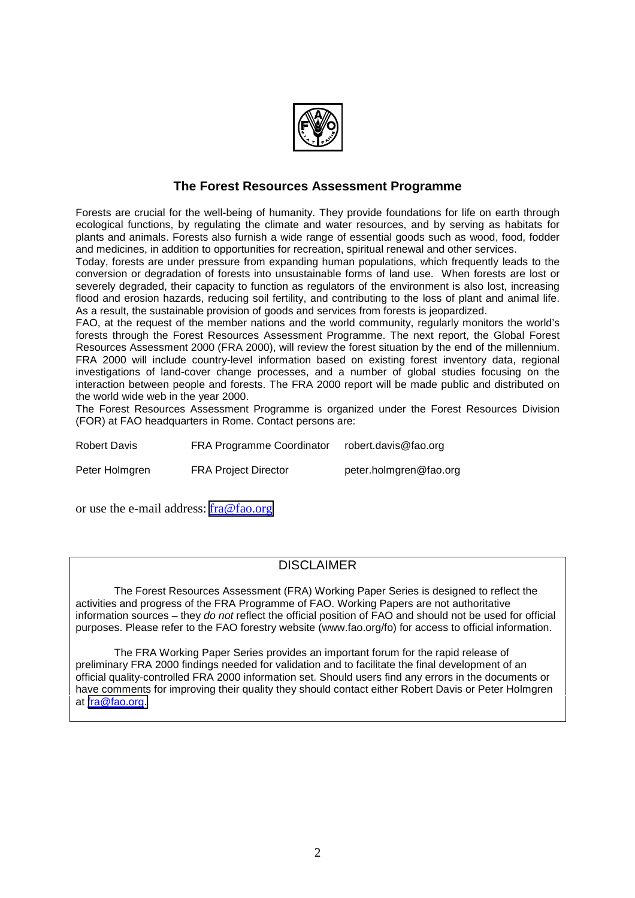## The Forest Resources Assessment Programme

Forests are crucial for the well-being of humanity. They provide foundations for life on earth through ecological functions, by regulating the climate and water resources, and by serving as habitats for plants and animals. Forests also furnish a wide range of essential goods such as wood, food, fodder and medicines, in addition to opportunities for recreation, spiritual renewal and other services.

Today, forests are under pressure from expanding human populations, which frequently leads to the conversion or degradation of forests into unsustainable forms of land use. When forests are lost or severely degraded, their capacity to function as regulators of the environment is also lost, increasing flood and erosion hazards, reducing soil fertility, and contributing to the loss of plant and animal life. As a result, the sustainable provision of goods and services from forests is jeopardized.

FAO, at the request of the member nations and the world community, regularly monitors the world's forests through the Forest Resources Assessment Programme. The next report, the Global Forest Resources Assessment 2000 (FRA 2000), will review the forest situation by the end of the millennium. FRA 2000 will include country-level information based on existing forest inventory data, regional investigations of land-cover change processes, and a number of global studies focusing on the interaction between people and forests. The FRA 2000 report will be made public and distributed on the world wide web in the year 2000.

The Forest Resources Assessment Programme is organized under the Forest Resources Division (FOR) at FAO headquarters in Rome. Contact persons are:

| | | |
|---|---|---|
| Robert Davis | FRA Programme Coordinator | robert.davis@fao.org |
| Peter Holmgren | FRA Project Director | peter.holmgren@fao.org |

or use the e-mail address: fra@fao.org

### DISCLAIMER

The Forest Resources Assessment (FRA) Working Paper Series is designed to reflect the activities and progress of the FRA Programme of FAO. Working Papers are not authoritative information sources – they *do not* reflect the official position of FAO and should not be used for official purposes. Please refer to the FAO forestry website (www.fao.org/fo) for access to official information.

The FRA Working Paper Series provides an important forum for the rapid release of preliminary FRA 2000 findings needed for validation and to facilitate the final development of an official quality-controlled FRA 2000 information set. Should users find any errors in the documents or have comments for improving their quality they should contact either Robert Davis or Peter Holmgren at fra@fao.org.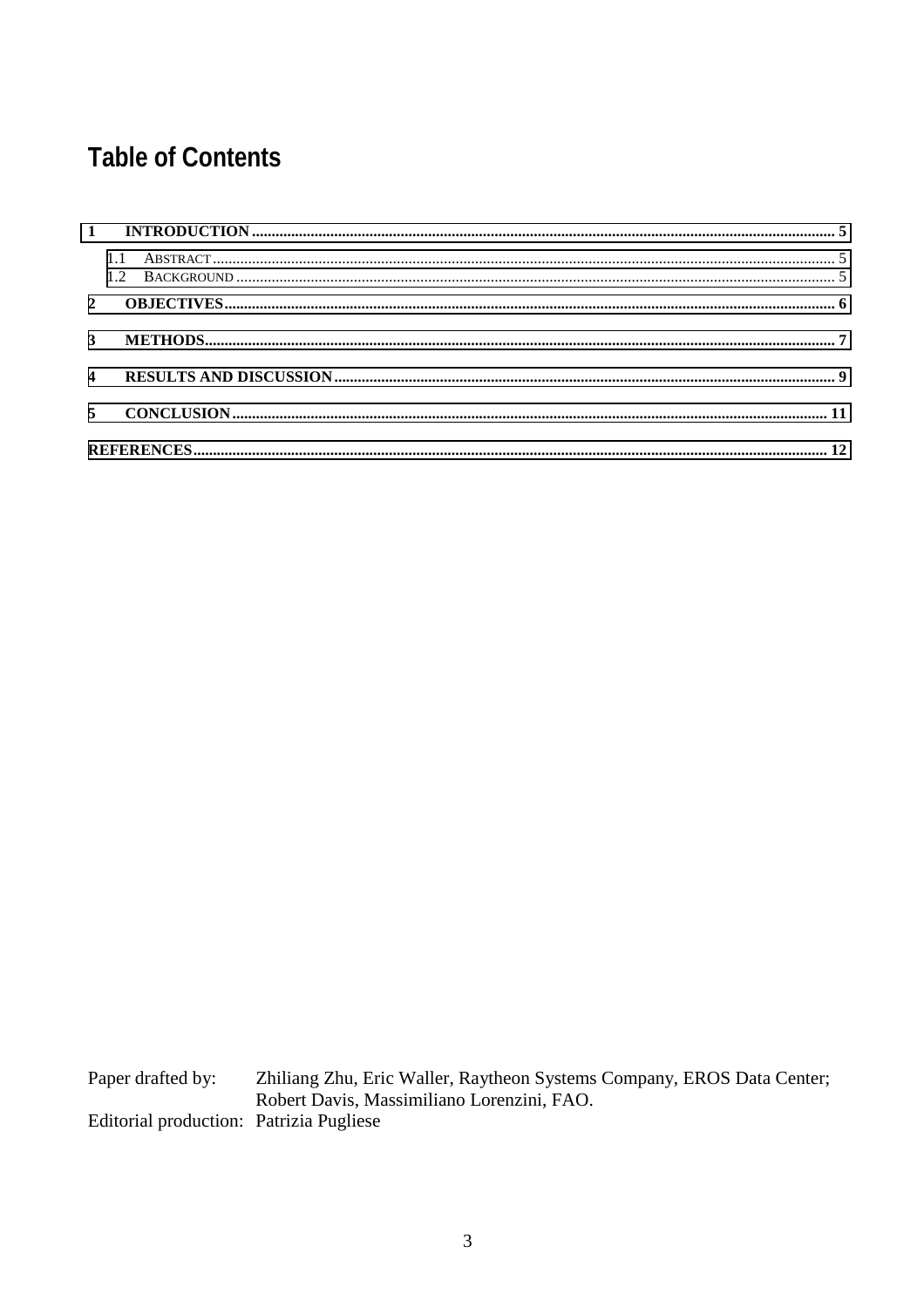# Table of Contents

1 INTRODUCTION .................................................. 5

  1.1 ABSTRACT .................................................. 5

  1.2 BACKGROUND .................................................. 5

2 OBJECTIVES .................................................. 6

3 METHODS .................................................. 7

4 RESULTS AND DISCUSSION .................................................. 9

5 CONCLUSION .................................................. 11

REFERENCES .................................................. 12

Paper drafted by: Zhiliang Zhu, Eric Waller, Raytheon Systems Company, EROS Data Center; Robert Davis, Massimiliano Lorenzini, FAO.

Editorial production: Patrizia Pugliese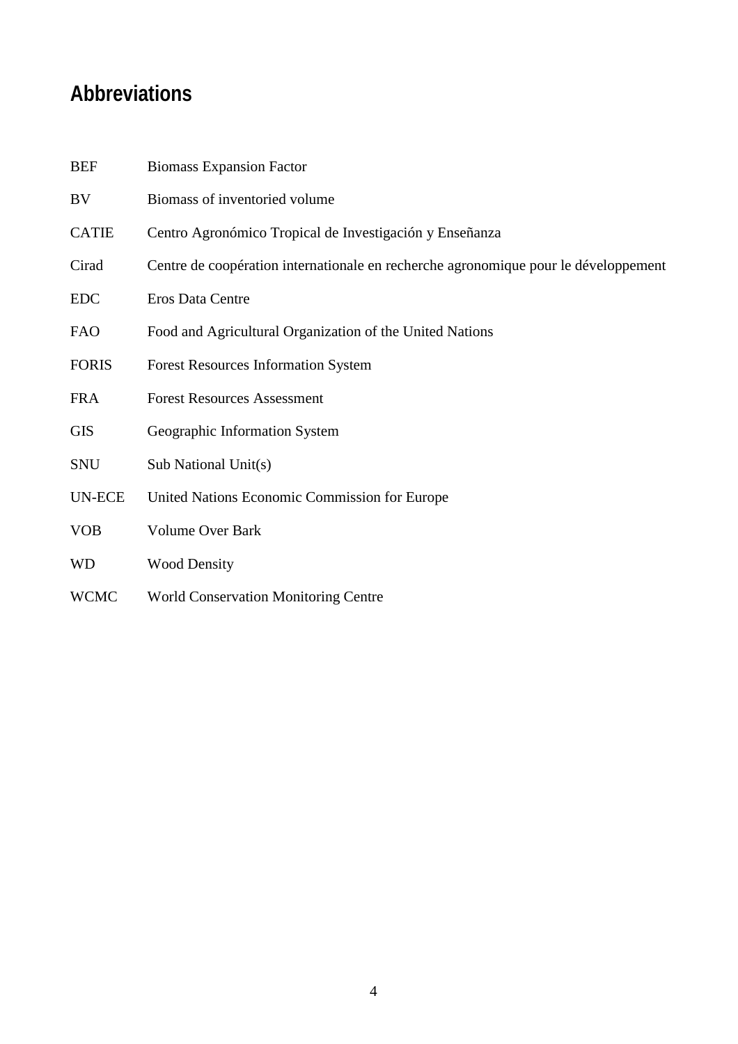# Abbreviations

| | |
|---|---|
| BEF | Biomass Expansion Factor |
| BV | Biomass of inventoried volume |
| CATIE | Centro Agronómico Tropical de Investigación y Enseñanza |
| Cirad | Centre de coopération internationale en recherche agronomique pour le développement |
| EDC | Eros Data Centre |
| FAO | Food and Agricultural Organization of the United Nations |
| FORIS | Forest Resources Information System |
| FRA | Forest Resources Assessment |
| GIS | Geographic Information System |
| SNU | Sub National Unit(s) |
| UN-ECE | United Nations Economic Commission for Europe |
| VOB | Volume Over Bark |
| WD | Wood Density |
| WCMC | World Conservation Monitoring Centre |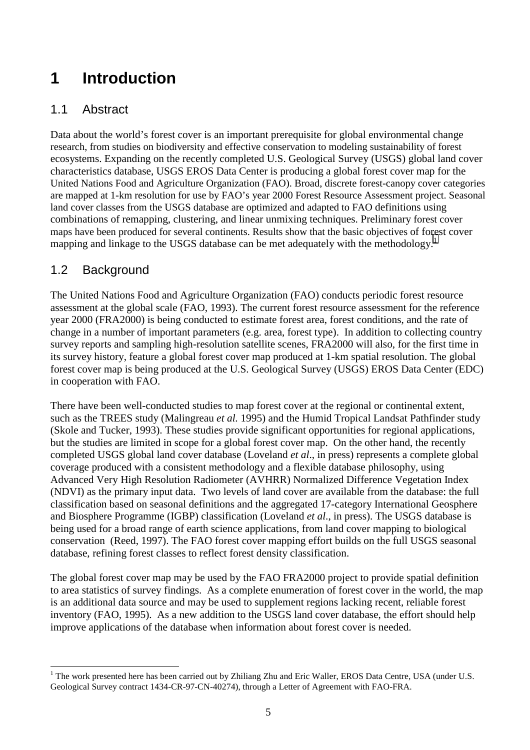# 1 Introduction

## 1.1 Abstract

Data about the world's forest cover is an important prerequisite for global environmental change research, from studies on biodiversity and effective conservation to modeling sustainability of forest ecosystems. Expanding on the recently completed U.S. Geological Survey (USGS) global land cover characteristics database, USGS EROS Data Center is producing a global forest cover map for the United Nations Food and Agriculture Organization (FAO). Broad, discrete forest-canopy cover categories are mapped at 1-km resolution for use by FAO's year 2000 Forest Resource Assessment project. Seasonal land cover classes from the USGS database are optimized and adapted to FAO definitions using combinations of remapping, clustering, and linear unmixing techniques. Preliminary forest cover maps have been produced for several continents. Results show that the basic objectives of forest cover mapping and linkage to the USGS database can be met adequately with the methodology.[1]

## 1.2 Background

The United Nations Food and Agriculture Organization (FAO) conducts periodic forest resource assessment at the global scale (FAO, 1993). The current forest resource assessment for the reference year 2000 (FRA2000) is being conducted to estimate forest area, forest conditions, and the rate of change in a number of important parameters (e.g. area, forest type). In addition to collecting country survey reports and sampling high-resolution satellite scenes, FRA2000 will also, for the first time in its survey history, feature a global forest cover map produced at 1-km spatial resolution. The global forest cover map is being produced at the U.S. Geological Survey (USGS) EROS Data Center (EDC) in cooperation with FAO.

There have been well-conducted studies to map forest cover at the regional or continental extent, such as the TREES study (Malingreau *et al.* 1995) and the Humid Tropical Landsat Pathfinder study (Skole and Tucker, 1993). These studies provide significant opportunities for regional applications, but the studies are limited in scope for a global forest cover map. On the other hand, the recently completed USGS global land cover database (Loveland *et al*., in press) represents a complete global coverage produced with a consistent methodology and a flexible database philosophy, using Advanced Very High Resolution Radiometer (AVHRR) Normalized Difference Vegetation Index (NDVI) as the primary input data. Two levels of land cover are available from the database: the full classification based on seasonal definitions and the aggregated 17-category International Geosphere and Biosphere Programme (IGBP) classification (Loveland *et al*., in press). The USGS database is being used for a broad range of earth science applications, from land cover mapping to biological conservation (Reed, 1997). The FAO forest cover mapping effort builds on the full USGS seasonal database, refining forest classes to reflect forest density classification.

The global forest cover map may be used by the FAO FRA2000 project to provide spatial definition to area statistics of survey findings. As a complete enumeration of forest cover in the world, the map is an additional data source and may be used to supplement regions lacking recent, reliable forest inventory (FAO, 1995). As a new addition to the USGS land cover database, the effort should help improve applications of the database when information about forest cover is needed.

---

[1] The work presented here has been carried out by Zhiliang Zhu and Eric Waller, EROS Data Centre, USA (under U.S. Geological Survey contract 1434-CR-97-CN-40274), through a Letter of Agreement with FAO-FRA.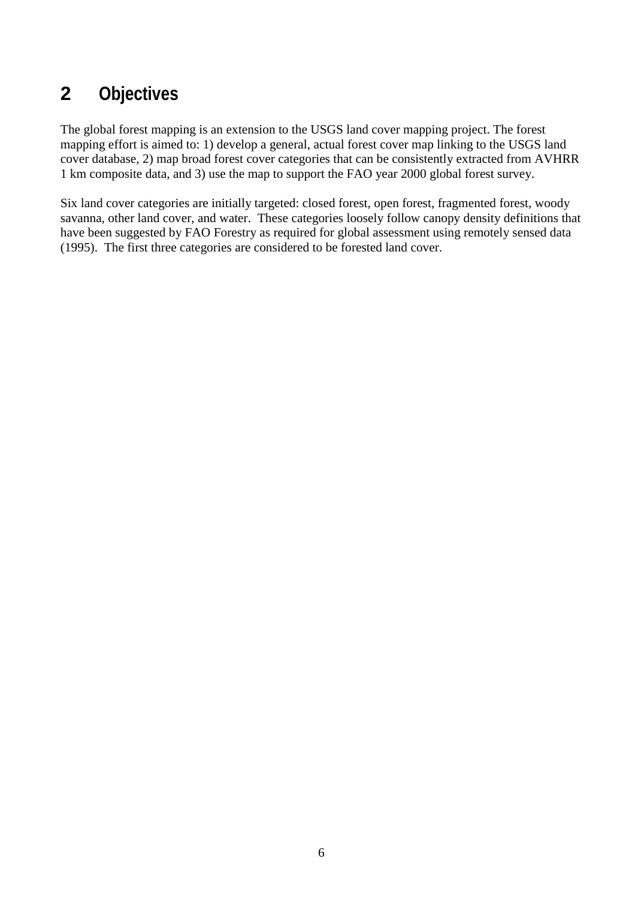# 2 Objectives

The global forest mapping is an extension to the USGS land cover mapping project. The forest mapping effort is aimed to: 1) develop a general, actual forest cover map linking to the USGS land cover database, 2) map broad forest cover categories that can be consistently extracted from AVHRR 1 km composite data, and 3) use the map to support the FAO year 2000 global forest survey.

Six land cover categories are initially targeted: closed forest, open forest, fragmented forest, woody savanna, other land cover, and water. These categories loosely follow canopy density definitions that have been suggested by FAO Forestry as required for global assessment using remotely sensed data (1995). The first three categories are considered to be forested land cover.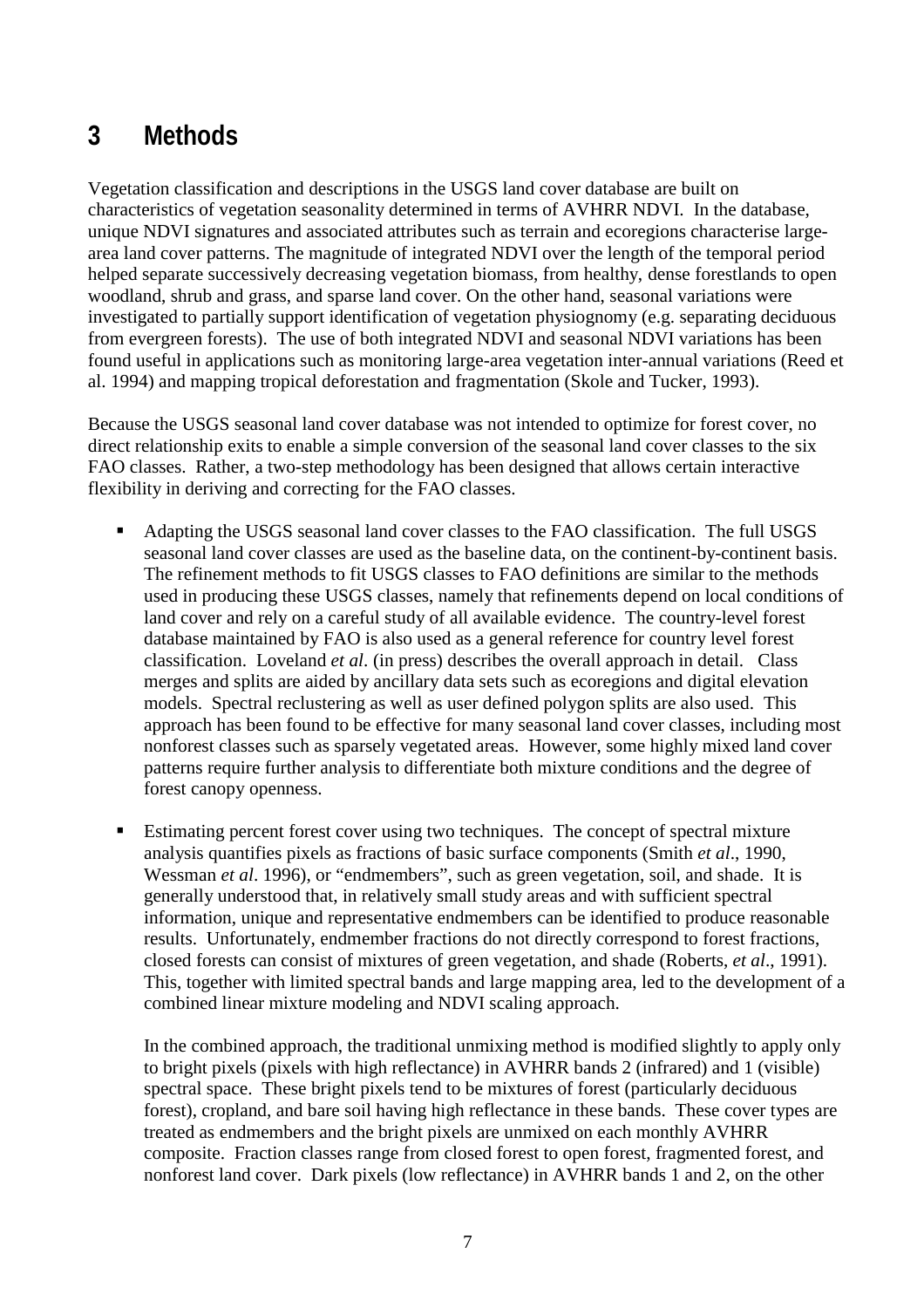# 3 Methods

Vegetation classification and descriptions in the USGS land cover database are built on characteristics of vegetation seasonality determined in terms of AVHRR NDVI. In the database, unique NDVI signatures and associated attributes such as terrain and ecoregions characterise large-area land cover patterns. The magnitude of integrated NDVI over the length of the temporal period helped separate successively decreasing vegetation biomass, from healthy, dense forestlands to open woodland, shrub and grass, and sparse land cover. On the other hand, seasonal variations were investigated to partially support identification of vegetation physiognomy (e.g. separating deciduous from evergreen forests). The use of both integrated NDVI and seasonal NDVI variations has been found useful in applications such as monitoring large-area vegetation inter-annual variations (Reed et al. 1994) and mapping tropical deforestation and fragmentation (Skole and Tucker, 1993).

Because the USGS seasonal land cover database was not intended to optimize for forest cover, no direct relationship exits to enable a simple conversion of the seasonal land cover classes to the six FAO classes. Rather, a two-step methodology has been designed that allows certain interactive flexibility in deriving and correcting for the FAO classes.

- Adapting the USGS seasonal land cover classes to the FAO classification. The full USGS seasonal land cover classes are used as the baseline data, on the continent-by-continent basis. The refinement methods to fit USGS classes to FAO definitions are similar to the methods used in producing these USGS classes, namely that refinements depend on local conditions of land cover and rely on a careful study of all available evidence. The country-level forest database maintained by FAO is also used as a general reference for country level forest classification. Loveland *et al*. (in press) describes the overall approach in detail. Class merges and splits are aided by ancillary data sets such as ecoregions and digital elevation models. Spectral reclustering as well as user defined polygon splits are also used. This approach has been found to be effective for many seasonal land cover classes, including most nonforest classes such as sparsely vegetated areas. However, some highly mixed land cover patterns require further analysis to differentiate both mixture conditions and the degree of forest canopy openness.

- Estimating percent forest cover using two techniques. The concept of spectral mixture analysis quantifies pixels as fractions of basic surface components (Smith *et al*., 1990, Wessman *et al*. 1996), or "endmembers", such as green vegetation, soil, and shade. It is generally understood that, in relatively small study areas and with sufficient spectral information, unique and representative endmembers can be identified to produce reasonable results. Unfortunately, endmember fractions do not directly correspond to forest fractions, closed forests can consist of mixtures of green vegetation, and shade (Roberts, *et al*., 1991). This, together with limited spectral bands and large mapping area, led to the development of a combined linear mixture modeling and NDVI scaling approach.

  In the combined approach, the traditional unmixing method is modified slightly to apply only to bright pixels (pixels with high reflectance) in AVHRR bands 2 (infrared) and 1 (visible) spectral space. These bright pixels tend to be mixtures of forest (particularly deciduous forest), cropland, and bare soil having high reflectance in these bands. These cover types are treated as endmembers and the bright pixels are unmixed on each monthly AVHRR composite. Fraction classes range from closed forest to open forest, fragmented forest, and nonforest land cover. Dark pixels (low reflectance) in AVHRR bands 1 and 2, on the other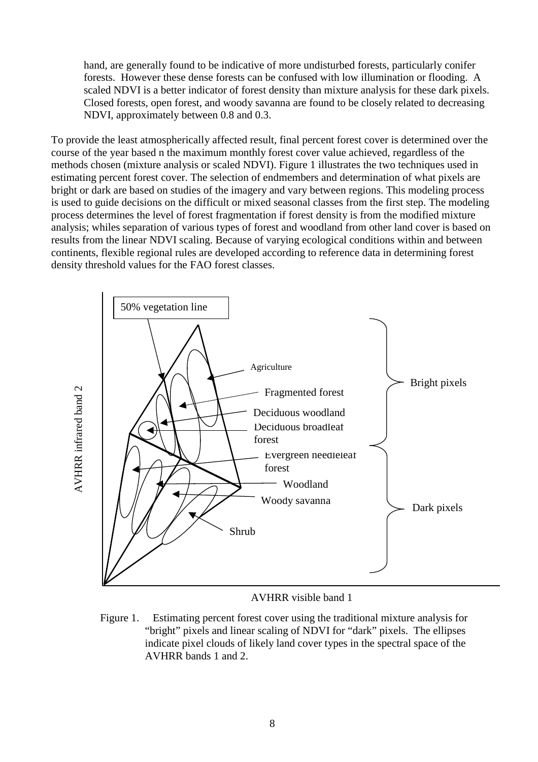hand, are generally found to be indicative of more undisturbed forests, particularly conifer forests. However these dense forests can be confused with low illumination or flooding. A scaled NDVI is a better indicator of forest density than mixture analysis for these dark pixels. Closed forests, open forest, and woody savanna are found to be closely related to decreasing NDVI, approximately between 0.8 and 0.3.

To provide the least atmospherically affected result, final percent forest cover is determined over the course of the year based n the maximum monthly forest cover value achieved, regardless of the methods chosen (mixture analysis or scaled NDVI). Figure 1 illustrates the two techniques used in estimating percent forest cover. The selection of endmembers and determination of what pixels are bright or dark are based on studies of the imagery and vary between regions. This modeling process is used to guide decisions on the difficult or mixed seasonal classes from the first step. The modeling process determines the level of forest fragmentation if forest density is from the modified mixture analysis; whiles separation of various types of forest and woodland from other land cover is based on results from the linear NDVI scaling. Because of varying ecological conditions within and between continents, flexible regional rules are developed according to reference data in determining forest density threshold values for the FAO forest classes.

50% vegetation line

Agriculture

Fragmented forest

Deciduous woodland

Deciduous broadleaf forest

Evergreen needleleaf forest

Woodland

Woody savanna

Shrub

Bright pixels

Dark pixels

AVHRR infrared band 2

AVHRR visible band 1

Figure 1. Estimating percent forest cover using the traditional mixture analysis for "bright" pixels and linear scaling of NDVI for "dark" pixels. The ellipses indicate pixel clouds of likely land cover types in the spectral space of the AVHRR bands 1 and 2.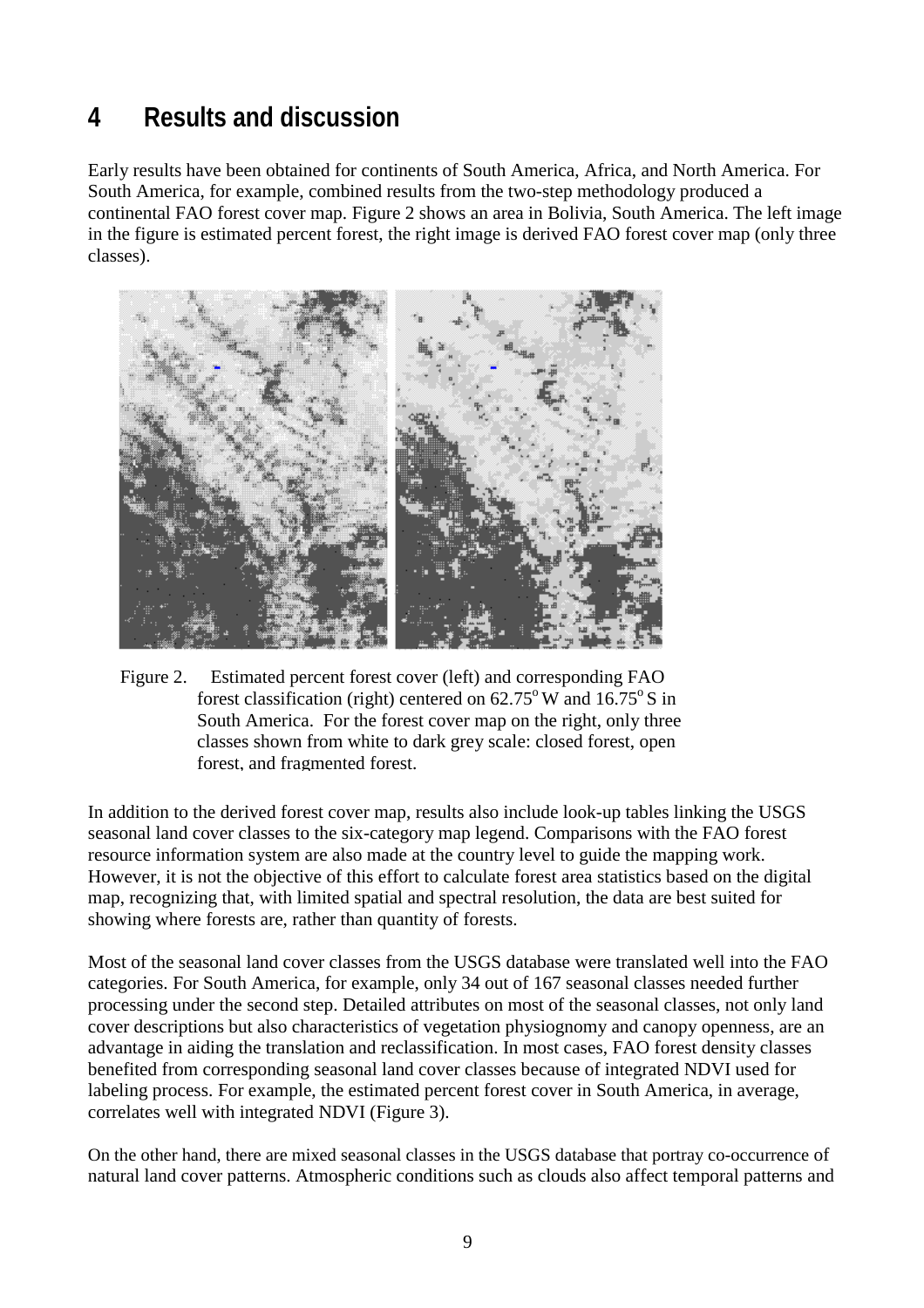# 4 Results and discussion

Early results have been obtained for continents of South America, Africa, and North America. For South America, for example, combined results from the two-step methodology produced a continental FAO forest cover map. Figure 2 shows an area in Bolivia, South America. The left image in the figure is estimated percent forest, the right image is derived FAO forest cover map (only three classes).

Figure 2. Estimated percent forest cover (left) and corresponding FAO forest classification (right) centered on 62.75° W and 16.75° S in South America. For the forest cover map on the right, only three classes shown from white to dark grey scale: closed forest, open forest, and fragmented forest.

In addition to the derived forest cover map, results also include look-up tables linking the USGS seasonal land cover classes to the six-category map legend. Comparisons with the FAO forest resource information system are also made at the country level to guide the mapping work. However, it is not the objective of this effort to calculate forest area statistics based on the digital map, recognizing that, with limited spatial and spectral resolution, the data are best suited for showing where forests are, rather than quantity of forests.

Most of the seasonal land cover classes from the USGS database were translated well into the FAO categories. For South America, for example, only 34 out of 167 seasonal classes needed further processing under the second step. Detailed attributes on most of the seasonal classes, not only land cover descriptions but also characteristics of vegetation physiognomy and canopy openness, are an advantage in aiding the translation and reclassification. In most cases, FAO forest density classes benefited from corresponding seasonal land cover classes because of integrated NDVI used for labeling process. For example, the estimated percent forest cover in South America, in average, correlates well with integrated NDVI (Figure 3).

On the other hand, there are mixed seasonal classes in the USGS database that portray co-occurrence of natural land cover patterns. Atmospheric conditions such as clouds also affect temporal patterns and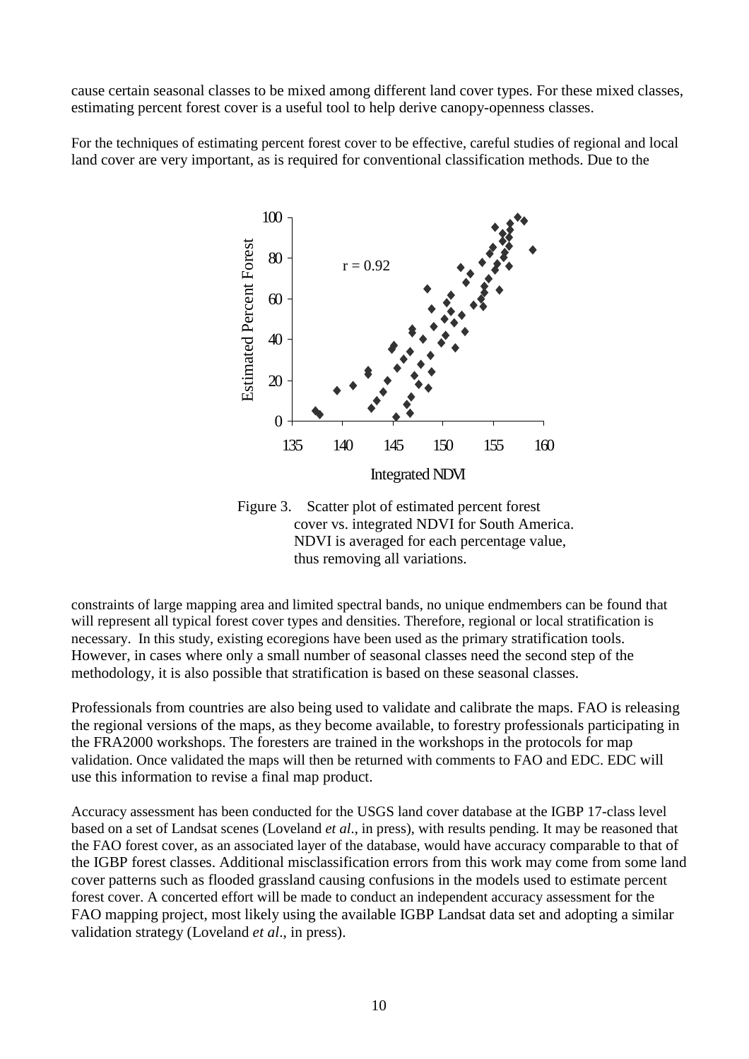cause certain seasonal classes to be mixed among different land cover types. For these mixed classes, estimating percent forest cover is a useful tool to help derive canopy-openness classes.

For the techniques of estimating percent forest cover to be effective, careful studies of regional and local land cover are very important, as is required for conventional classification methods. Due to the constraints of large mapping area and limited spectral bands, no unique endmembers can be found that will represent all typical forest cover types and densities. Therefore, regional or local stratification is necessary. In this study, existing ecoregions have been used as the primary stratification tools. However, in cases where only a small number of seasonal classes need the second step of the methodology, it is also possible that stratification is based on these seasonal classes.

Figure 3. Scatter plot of estimated percent forest cover vs. integrated NDVI for South America. NDVI is averaged for each percentage value, thus removing all variations.

Professionals from countries are also being used to validate and calibrate the maps. FAO is releasing the regional versions of the maps, as they become available, to forestry professionals participating in the FRA2000 workshops. The foresters are trained in the workshops in the protocols for map validation. Once validated the maps will then be returned with comments to FAO and EDC. EDC will use this information to revise a final map product.

Accuracy assessment has been conducted for the USGS land cover database at the IGBP 17-class level based on a set of Landsat scenes (Loveland *et al*., in press), with results pending. It may be reasoned that the FAO forest cover, as an associated layer of the database, would have accuracy comparable to that of the IGBP forest classes. Additional misclassification errors from this work may come from some land cover patterns such as flooded grassland causing confusions in the models used to estimate percent forest cover. A concerted effort will be made to conduct an independent accuracy assessment for the FAO mapping project, most likely using the available IGBP Landsat data set and adopting a similar validation strategy (Loveland *et al*., in press).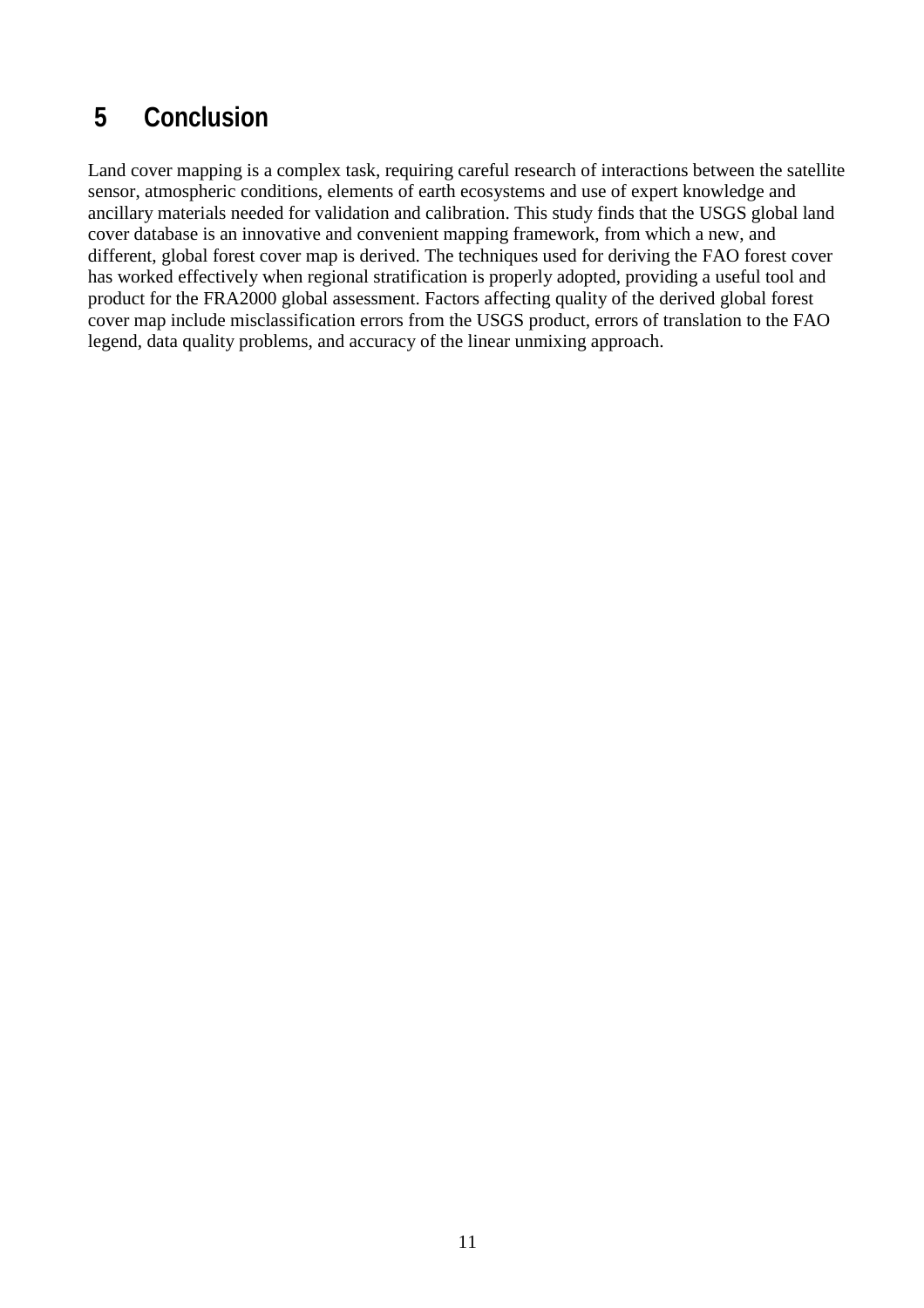# 5 Conclusion

Land cover mapping is a complex task, requiring careful research of interactions between the satellite sensor, atmospheric conditions, elements of earth ecosystems and use of expert knowledge and ancillary materials needed for validation and calibration. This study finds that the USGS global land cover database is an innovative and convenient mapping framework, from which a new, and different, global forest cover map is derived. The techniques used for deriving the FAO forest cover has worked effectively when regional stratification is properly adopted, providing a useful tool and product for the FRA2000 global assessment. Factors affecting quality of the derived global forest cover map include misclassification errors from the USGS product, errors of translation to the FAO legend, data quality problems, and accuracy of the linear unmixing approach.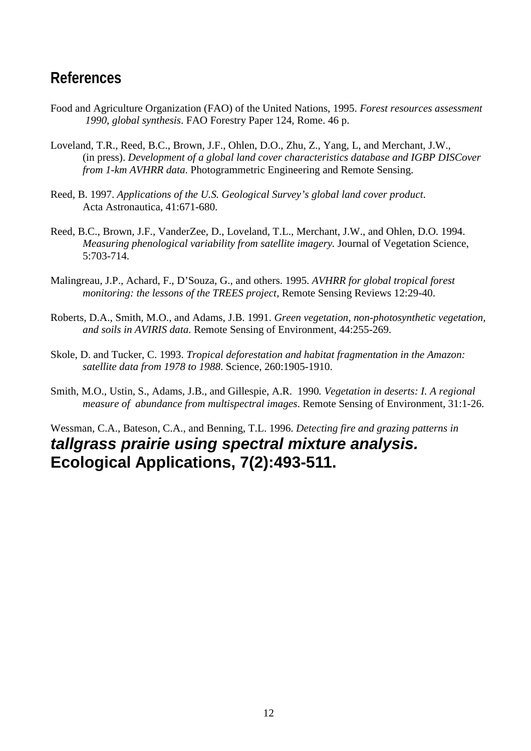## References

Food and Agriculture Organization (FAO) of the United Nations, 1995. *Forest resources assessment 1990, global synthesis*. FAO Forestry Paper 124, Rome. 46 p.

Loveland, T.R., Reed, B.C., Brown, J.F., Ohlen, D.O., Zhu, Z., Yang, L, and Merchant, J.W., (in press). *Development of a global land cover characteristics database and IGBP DISCover from 1-km AVHRR data*. Photogrammetric Engineering and Remote Sensing.

Reed, B. 1997. *Applications of the U.S. Geological Survey's global land cover product*. Acta Astronautica, 41:671-680.

Reed, B.C., Brown, J.F., VanderZee, D., Loveland, T.L., Merchant, J.W., and Ohlen, D.O. 1994. *Measuring phenological variability from satellite imagery*. Journal of Vegetation Science, 5:703-714.

Malingreau, J.P., Achard, F., D'Souza, G., and others. 1995. *AVHRR for global tropical forest monitoring: the lessons of the TREES project*, Remote Sensing Reviews 12:29-40.

Roberts, D.A., Smith, M.O., and Adams, J.B. 1991. *Green vegetation, non-photosynthetic vegetation, and soils in AVIRIS data.* Remote Sensing of Environment, 44:255-269.

Skole, D. and Tucker, C. 1993. *Tropical deforestation and habitat fragmentation in the Amazon: satellite data from 1978 to 1988*. Science, 260:1905-1910.

Smith, M.O., Ustin, S., Adams, J.B., and Gillespie, A.R. 1990. *Vegetation in deserts: I. A regional measure of abundance from multispectral images*. Remote Sensing of Environment, 31:1-26.

Wessman, C.A., Bateson, C.A., and Benning, T.L. 1996. *Detecting fire and grazing patterns in tallgrass prairie using spectral mixture analysis.* Ecological Applications, 7(2):493-511.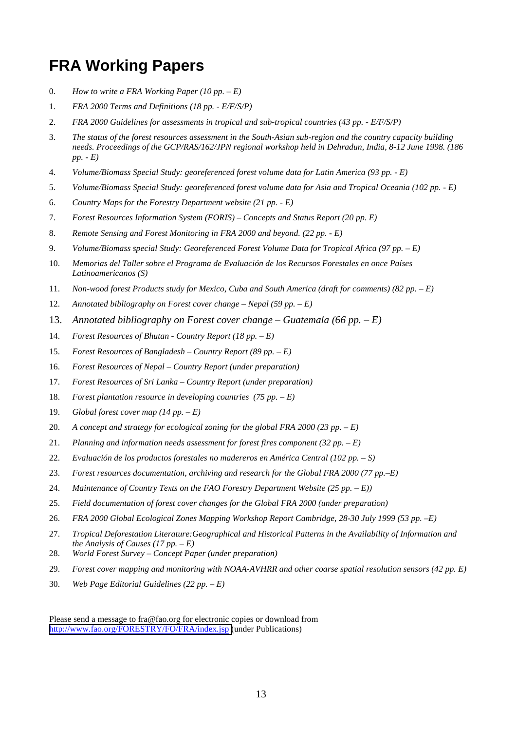# FRA Working Papers

0. *How to write a FRA Working Paper (10 pp. – E)*
1. *FRA 2000 Terms and Definitions (18 pp. - E/F/S/P)*
2. *FRA 2000 Guidelines for assessments in tropical and sub-tropical countries (43 pp. - E/F/S/P)*
3. *The status of the forest resources assessment in the South-Asian sub-region and the country capacity building needs. Proceedings of the GCP/RAS/162/JPN regional workshop held in Dehradun, India, 8-12 June 1998. (186 pp. - E)*
4. *Volume/Biomass Special Study: georeferenced forest volume data for Latin America (93 pp. - E)*
5. *Volume/Biomass Special Study: georeferenced forest volume data for Asia and Tropical Oceania (102 pp. - E)*
6. *Country Maps for the Forestry Department website (21 pp. - E)*
7. *Forest Resources Information System (FORIS) – Concepts and Status Report (20 pp. E)*
8. *Remote Sensing and Forest Monitoring in FRA 2000 and beyond. (22 pp. - E)*
9. *Volume/Biomass special Study: Georeferenced Forest Volume Data for Tropical Africa (97 pp. – E)*
10. *Memorias del Taller sobre el Programa de Evaluación de los Recursos Forestales en once Países Latinoamericanos (S)*
11. *Non-wood forest Products study for Mexico, Cuba and South America (draft for comments) (82 pp. – E)*
12. *Annotated bibliography on Forest cover change – Nepal (59 pp. – E)*
13. *Annotated bibliography on Forest cover change – Guatemala (66 pp. – E)*
14. *Forest Resources of Bhutan - Country Report (18 pp. – E)*
15. *Forest Resources of Bangladesh – Country Report (89 pp. – E)*
16. *Forest Resources of Nepal – Country Report (under preparation)*
17. *Forest Resources of Sri Lanka – Country Report (under preparation)*
18. *Forest plantation resource in developing countries (75 pp. – E)*
19. *Global forest cover map (14 pp. – E)*
20. *A concept and strategy for ecological zoning for the global FRA 2000 (23 pp. – E)*
21. *Planning and information needs assessment for forest fires component (32 pp. – E)*
22. *Evaluación de los productos forestales no madereros en América Central (102 pp. – S)*
23. *Forest resources documentation, archiving and research for the Global FRA 2000 (77 pp.–E)*
24. *Maintenance of Country Texts on the FAO Forestry Department Website (25 pp. – E))*
25. *Field documentation of forest cover changes for the Global FRA 2000 (under preparation)*
26. *FRA 2000 Global Ecological Zones Mapping Workshop Report Cambridge, 28-30 July 1999 (53 pp. –E)*
27. *Tropical Deforestation Literature:Geographical and Historical Patterns in the Availability of Information and the Analysis of Causes (17 pp. – E)*
28. *World Forest Survey – Concept Paper (under preparation)*
29. *Forest cover mapping and monitoring with NOAA-AVHRR and other coarse spatial resolution sensors (42 pp. E)*
30. *Web Page Editorial Guidelines (22 pp. – E)*

Please send a message to fra@fao.org for electronic copies or download from http://www.fao.org/FORESTRY/FO/FRA/index.jsp (under Publications)